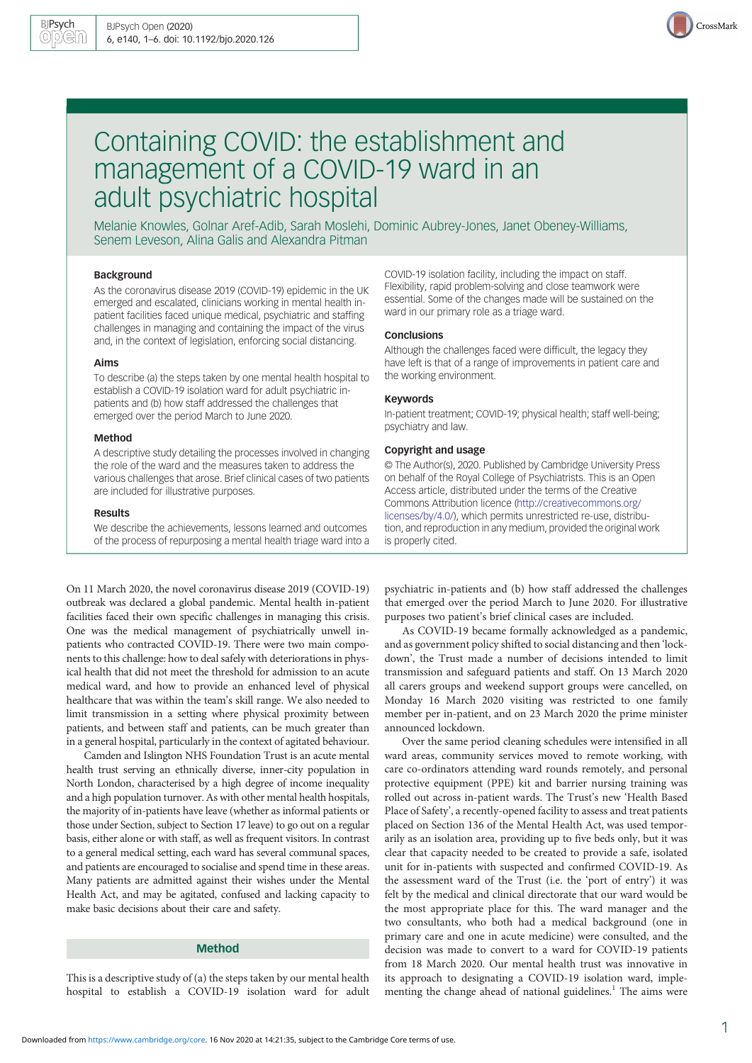# Containing COVID: the establishment and management of a COVID-19 ward in an adult psychiatric hospital

Melanie Knowles, Golnar Aref-Adib, Sarah Moslehi, Dominic Aubrey-Jones, Janet Obeney-Williams, Senem Leveson, Alina Galis and Alexandra Pitman

### Background

As the coronavirus disease 2019 (COVID-19) epidemic in the UK emerged and escalated, clinicians working in mental health in-patient facilities faced unique medical, psychiatric and staffing challenges in managing and containing the impact of the virus and, in the context of legislation, enforcing social distancing.

### Aims

To describe (a) the steps taken by one mental health hospital to establish a COVID-19 isolation ward for adult psychiatric in-patients and (b) how staff addressed the challenges that emerged over the period March to June 2020.

### Method

A descriptive study detailing the processes involved in changing the role of the ward and the measures taken to address the various challenges that arose. Brief clinical cases of two patients are included for illustrative purposes.

### Results

We describe the achievements, lessons learned and outcomes of the process of repurposing a mental health triage ward into a COVID-19 isolation facility, including the impact on staff. Flexibility, rapid problem-solving and close teamwork were essential. Some of the changes made will be sustained on the ward in our primary role as a triage ward.

### Conclusions

Although the challenges faced were difficult, the legacy they have left is that of a range of improvements in patient care and the working environment.

### Keywords

In-patient treatment; COVID-19; physical health; staff well-being; psychiatry and law.

### Copyright and usage

© The Author(s), 2020. Published by Cambridge University Press on behalf of the Royal College of Psychiatrists. This is an Open Access article, distributed under the terms of the Creative Commons Attribution licence (http://creativecommons.org/licenses/by/4.0/), which permits unrestricted re-use, distribution, and reproduction in any medium, provided the original work is properly cited.

On 11 March 2020, the novel coronavirus disease 2019 (COVID-19) outbreak was declared a global pandemic. Mental health in-patient facilities faced their own specific challenges in managing this crisis. One was the medical management of psychiatrically unwell in-patients who contracted COVID-19. There were two main components to this challenge: how to deal safely with deteriorations in physical health that did not meet the threshold for admission to an acute medical ward, and how to provide an enhanced level of physical healthcare that was within the team's skill range. We also needed to limit transmission in a setting where physical proximity between patients, and between staff and patients, can be much greater than in a general hospital, particularly in the context of agitated behaviour.

Camden and Islington NHS Foundation Trust is an acute mental health trust serving an ethnically diverse, inner-city population in North London, characterised by a high degree of income inequality and a high population turnover. As with other mental health hospitals, the majority of in-patients have leave (whether as informal patients or those under Section, subject to Section 17 leave) to go out on a regular basis, either alone or with staff, as well as frequent visitors. In contrast to a general medical setting, each ward has several communal spaces, and patients are encouraged to socialise and spend time in these areas. Many patients are admitted against their wishes under the Mental Health Act, and may be agitated, confused and lacking capacity to make basic decisions about their care and safety.

## Method

This is a descriptive study of (a) the steps taken by our mental health hospital to establish a COVID-19 isolation ward for adult psychiatric in-patients and (b) how staff addressed the challenges that emerged over the period March to June 2020. For illustrative purposes two patient's brief clinical cases are included.

As COVID-19 became formally acknowledged as a pandemic, and as government policy shifted to social distancing and then 'lockdown', the Trust made a number of decisions intended to limit transmission and safeguard patients and staff. On 13 March 2020 all carers groups and weekend support groups were cancelled, on Monday 16 March 2020 visiting was restricted to one family member per in-patient, and on 23 March 2020 the prime minister announced lockdown.

Over the same period cleaning schedules were intensified in all ward areas, community services moved to remote working, with care co-ordinators attending ward rounds remotely, and personal protective equipment (PPE) kit and barrier nursing training was rolled out across in-patient wards. The Trust's new 'Health Based Place of Safety', a recently-opened facility to assess and treat patients placed on Section 136 of the Mental Health Act, was used temporarily as an isolation area, providing up to five beds only, but it was clear that capacity needed to be created to provide a safe, isolated unit for in-patients with suspected and confirmed COVID-19. As the assessment ward of the Trust (i.e. the 'port of entry') it was felt by the medical and clinical directorate that our ward would be the most appropriate place for this. The ward manager and the two consultants, who both had a medical background (one in primary care and one in acute medicine) were consulted, and the decision was made to convert to a ward for COVID-19 patients from 18 March 2020. Our mental health trust was innovative in its approach to designating a COVID-19 isolation ward, implementing the change ahead of national guidelines.[1] The aims were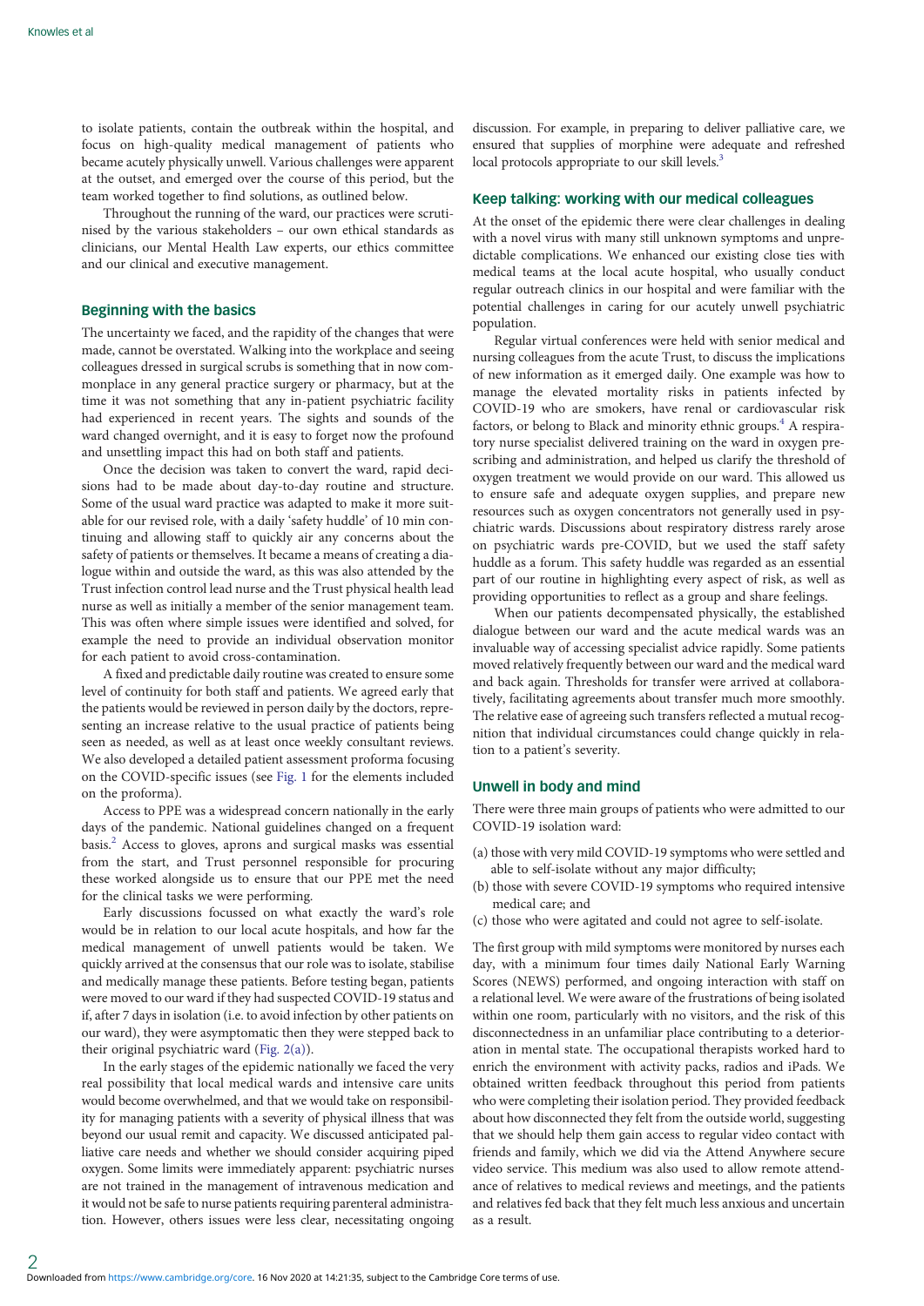to isolate patients, contain the outbreak within the hospital, and focus on high-quality medical management of patients who became acutely physically unwell. Various challenges were apparent at the outset, and emerged over the course of this period, but the team worked together to find solutions, as outlined below.

Throughout the running of the ward, our practices were scrutinised by the various stakeholders – our own ethical standards as clinicians, our Mental Health Law experts, our ethics committee and our clinical and executive management.

## Beginning with the basics

The uncertainty we faced, and the rapidity of the changes that were made, cannot be overstated. Walking into the workplace and seeing colleagues dressed in surgical scrubs is something that in now commonplace in any general practice surgery or pharmacy, but at the time it was not something that any in-patient psychiatric facility had experienced in recent years. The sights and sounds of the ward changed overnight, and it is easy to forget now the profound and unsettling impact this had on both staff and patients.

Once the decision was taken to convert the ward, rapid decisions had to be made about day-to-day routine and structure. Some of the usual ward practice was adapted to make it more suitable for our revised role, with a daily 'safety huddle' of 10 min continuing and allowing staff to quickly air any concerns about the safety of patients or themselves. It became a means of creating a dialogue within and outside the ward, as this was also attended by the Trust infection control lead nurse and the Trust physical health lead nurse as well as initially a member of the senior management team. This was often where simple issues were identified and solved, for example the need to provide an individual observation monitor for each patient to avoid cross-contamination.

A fixed and predictable daily routine was created to ensure some level of continuity for both staff and patients. We agreed early that the patients would be reviewed in person daily by the doctors, representing an increase relative to the usual practice of patients being seen as needed, as well as at least once weekly consultant reviews. We also developed a detailed patient assessment proforma focusing on the COVID-specific issues (see Fig. 1 for the elements included on the proforma).

Access to PPE was a widespread concern nationally in the early days of the pandemic. National guidelines changed on a frequent basis.[2] Access to gloves, aprons and surgical masks was essential from the start, and Trust personnel responsible for procuring these worked alongside us to ensure that our PPE met the need for the clinical tasks we were performing.

Early discussions focussed on what exactly the ward's role would be in relation to our local acute hospitals, and how far the medical management of unwell patients would be taken. We quickly arrived at the consensus that our role was to isolate, stabilise and medically manage these patients. Before testing began, patients were moved to our ward if they had suspected COVID-19 status and if, after 7 days in isolation (i.e. to avoid infection by other patients on our ward), they were asymptomatic then they were stepped back to their original psychiatric ward (Fig. 2(a)).

In the early stages of the epidemic nationally we faced the very real possibility that local medical wards and intensive care units would become overwhelmed, and that we would take on responsibility for managing patients with a severity of physical illness that was beyond our usual remit and capacity. We discussed anticipated palliative care needs and whether we should consider acquiring piped oxygen. Some limits were immediately apparent: psychiatric nurses are not trained in the management of intravenous medication and it would not be safe to nurse patients requiring parenteral administration. However, others issues were less clear, necessitating ongoing discussion. For example, in preparing to deliver palliative care, we ensured that supplies of morphine were adequate and refreshed local protocols appropriate to our skill levels.[3]

## Keep talking: working with our medical colleagues

At the onset of the epidemic there were clear challenges in dealing with a novel virus with many still unknown symptoms and unpredictable complications. We enhanced our existing close ties with medical teams at the local acute hospital, who usually conduct regular outreach clinics in our hospital and were familiar with the potential challenges in caring for our acutely unwell psychiatric population.

Regular virtual conferences were held with senior medical and nursing colleagues from the acute Trust, to discuss the implications of new information as it emerged daily. One example was how to manage the elevated mortality risks in patients infected by COVID-19 who are smokers, have renal or cardiovascular risk factors, or belong to Black and minority ethnic groups.[4] A respiratory nurse specialist delivered training on the ward in oxygen prescribing and administration, and helped us clarify the threshold of oxygen treatment we would provide on our ward. This allowed us to ensure safe and adequate oxygen supplies, and prepare new resources such as oxygen concentrators not generally used in psychiatric wards. Discussions about respiratory distress rarely arose on psychiatric wards pre-COVID, but we used the staff safety huddle as a forum. This safety huddle was regarded as an essential part of our routine in highlighting every aspect of risk, as well as providing opportunities to reflect as a group and share feelings.

When our patients decompensated physically, the established dialogue between our ward and the acute medical wards was an invaluable way of accessing specialist advice rapidly. Some patients moved relatively frequently between our ward and the medical ward and back again. Thresholds for transfer were arrived at collaboratively, facilitating agreements about transfer much more smoothly. The relative ease of agreeing such transfers reflected a mutual recognition that individual circumstances could change quickly in relation to a patient's severity.

## Unwell in body and mind

There were three main groups of patients who were admitted to our COVID-19 isolation ward:

(a) those with very mild COVID-19 symptoms who were settled and able to self-isolate without any major difficulty;
(b) those with severe COVID-19 symptoms who required intensive medical care; and
(c) those who were agitated and could not agree to self-isolate.

The first group with mild symptoms were monitored by nurses each day, with a minimum four times daily National Early Warning Scores (NEWS) performed, and ongoing interaction with staff on a relational level. We were aware of the frustrations of being isolated within one room, particularly with no visitors, and the risk of this disconnectedness in an unfamiliar place contributing to a deterioration in mental state. The occupational therapists worked hard to enrich the environment with activity packs, radios and iPads. We obtained written feedback throughout this period from patients who were completing their isolation period. They provided feedback about how disconnected they felt from the outside world, suggesting that we should help them gain access to regular video contact with friends and family, which we did via the Attend Anywhere secure video service. This medium was also used to allow remote attendance of relatives to medical reviews and meetings, and the patients and relatives fed back that they felt much less anxious and uncertain as a result.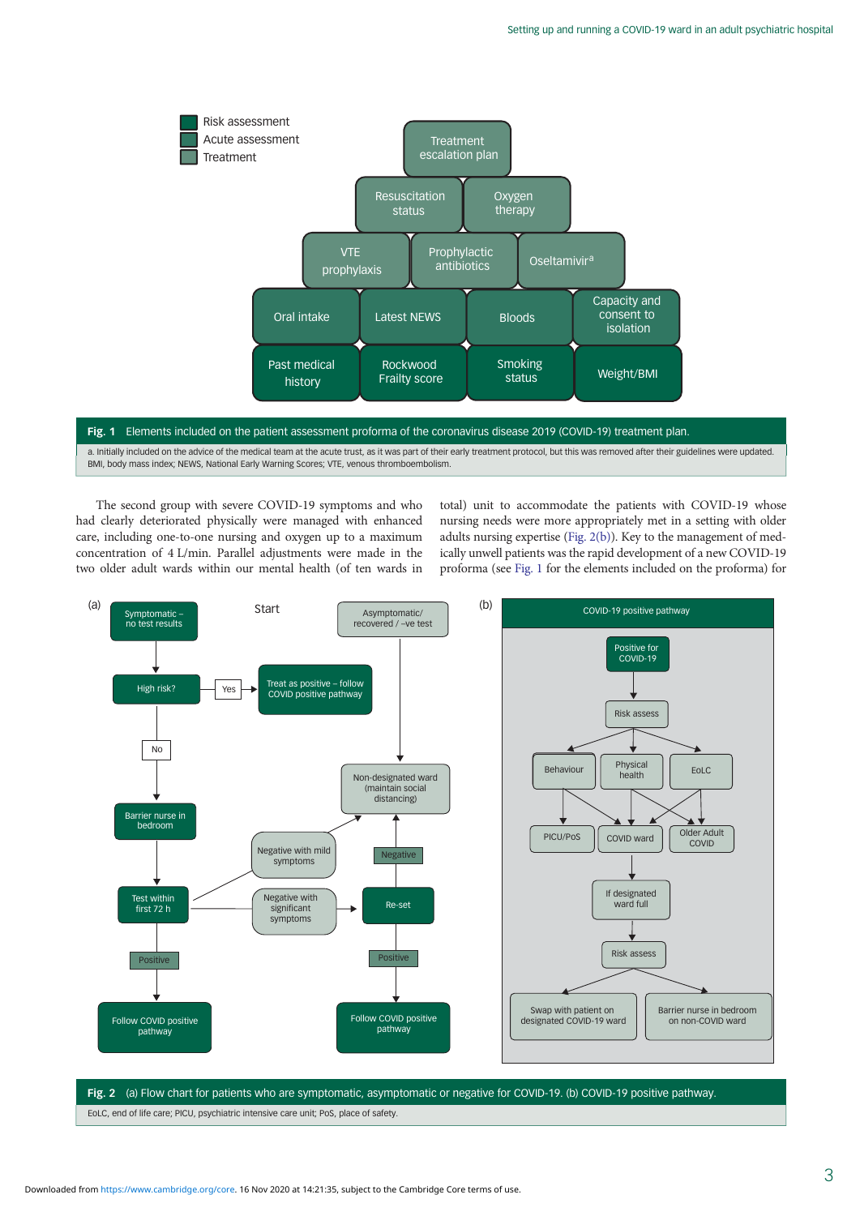Risk assessment
Acute assessment
Treatment

Treatment escalation plan

Resuscitation status | Oxygen therapy

VTE prophylaxis | Prophylactic antibiotics | Oseltamivir[a]

Oral intake | Latest NEWS | Bloods | Capacity and consent to isolation

Past medical history | Rockwood Frailty score | Smoking status | Weight/BMI

**Fig. 1** Elements included on the patient assessment proforma of the coronavirus disease 2019 (COVID-19) treatment plan.

a. Initially included on the advice of the medical team at the acute trust, as it was part of their early treatment protocol, but this was removed after their guidelines were updated. BMI, body mass index; NEWS, National Early Warning Scores; VTE, venous thromboembolism.

The second group with severe COVID-19 symptoms and who had clearly deteriorated physically were managed with enhanced care, including one-to-one nursing and oxygen up to a maximum concentration of 4 L/min. Parallel adjustments were made in the two older adult wards within our mental health (of ten wards in total) unit to accommodate the patients with COVID-19 whose nursing needs were more appropriately met in a setting with older adults nursing expertise (Fig. 2(b)). Key to the management of medically unwell patients was the rapid development of a new COVID-19 proforma (see Fig. 1 for the elements included on the proforma) for

(a)

Start

Symptomatic – no test results → High risk? → Yes → Treat as positive – follow COVID positive pathway

High risk? → No → Barrier nurse in bedroom → Test within first 72 h → Positive → Follow COVID positive pathway

Test within first 72 h → Negative with mild symptoms → Non-designated ward (maintain social distancing)

Test within first 72 h → Negative with significant symptoms → Re-set → Positive → Follow COVID positive pathway

Re-set → Negative → Non-designated ward (maintain social distancing)

Asymptomatic/ recovered / –ve test → Non-designated ward (maintain social distancing)

(b)

COVID-19 positive pathway

Positive for COVID-19 → Risk assess → Behaviour / Physical health / EoLC

Behaviour → PICU/PoS / COVID ward

Physical health → COVID ward / Older Adult COVID

EoLC → COVID ward / Older Adult COVID

COVID ward → If designated ward full → Risk assess → Swap with patient on designated COVID-19 ward / Barrier nurse in bedroom on non-COVID ward

**Fig. 2** (a) Flow chart for patients who are symptomatic, asymptomatic or negative for COVID-19. (b) COVID-19 positive pathway.

EoLC, end of life care; PICU, psychiatric intensive care unit; PoS, place of safety.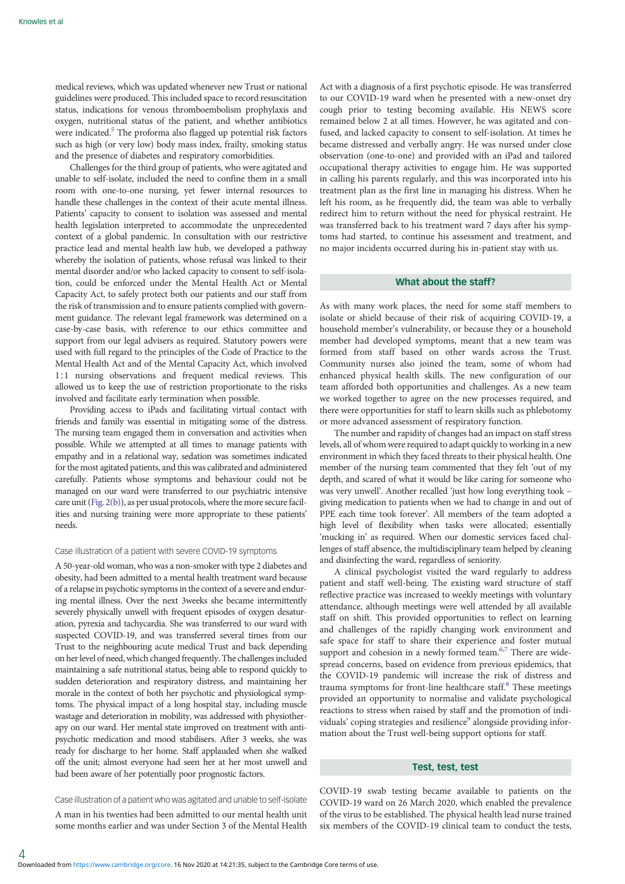medical reviews, which was updated whenever new Trust or national guidelines were produced. This included space to record resuscitation status, indications for venous thromboembolism prophylaxis and oxygen, nutritional status of the patient, and whether antibiotics were indicated.[5] The proforma also flagged up potential risk factors such as high (or very low) body mass index, frailty, smoking status and the presence of diabetes and respiratory comorbidities.

Challenges for the third group of patients, who were agitated and unable to self-isolate, included the need to confine them in a small room with one-to-one nursing, yet fewer internal resources to handle these challenges in the context of their acute mental illness. Patients' capacity to consent to isolation was assessed and mental health legislation interpreted to accommodate the unprecedented context of a global pandemic. In consultation with our restrictive practice lead and mental health law hub, we developed a pathway whereby the isolation of patients, whose refusal was linked to their mental disorder and/or who lacked capacity to consent to self-isolation, could be enforced under the Mental Health Act or Mental Capacity Act, to safely protect both our patients and our staff from the risk of transmission and to ensure patients complied with government guidance. The relevant legal framework was determined on a case-by-case basis, with reference to our ethics committee and support from our legal advisers as required. Statutory powers were used with full regard to the principles of the Code of Practice to the Mental Health Act and of the Mental Capacity Act, which involved 1:1 nursing observations and frequent medical reviews. This allowed us to keep the use of restriction proportionate to the risks involved and facilitate early termination when possible.

Providing access to iPads and facilitating virtual contact with friends and family was essential in mitigating some of the distress. The nursing team engaged them in conversation and activities when possible. While we attempted at all times to manage patients with empathy and in a relational way, sedation was sometimes indicated for the most agitated patients, and this was calibrated and administered carefully. Patients whose symptoms and behaviour could not be managed on our ward were transferred to our psychiatric intensive care unit (Fig. 2(b)), as per usual protocols, where the more secure facilities and nursing training were more appropriate to these patients' needs.

### Case illustration of a patient with severe COVID-19 symptoms

A 50-year-old woman, who was a non-smoker with type 2 diabetes and obesity, had been admitted to a mental health treatment ward because of a relapse in psychotic symptoms in the context of a severe and enduring mental illness. Over the next 3weeks she became intermittently severely physically unwell with frequent episodes of oxygen desaturation, pyrexia and tachycardia. She was transferred to our ward with suspected COVID-19, and was transferred several times from our Trust to the neighbouring acute medical Trust and back depending on her level of need, which changed frequently. The challenges included maintaining a safe nutritional status, being able to respond quickly to sudden deterioration and respiratory distress, and maintaining her morale in the context of both her psychotic and physiological symptoms. The physical impact of a long hospital stay, including muscle wastage and deterioration in mobility, was addressed with physiotherapy on our ward. Her mental state improved on treatment with antipsychotic medication and mood stabilisers. After 3 weeks, she was ready for discharge to her home. Staff applauded when she walked off the unit; almost everyone had seen her at her most unwell and had been aware of her potentially poor prognostic factors.

### Case illustration of a patient who was agitated and unable to self-isolate

A man in his twenties had been admitted to our mental health unit some months earlier and was under Section 3 of the Mental Health Act with a diagnosis of a first psychotic episode. He was transferred to our COVID-19 ward when he presented with a new-onset dry cough prior to testing becoming available. His NEWS score remained below 2 at all times. However, he was agitated and confused, and lacked capacity to consent to self-isolation. At times he became distressed and verbally angry. He was nursed under close observation (one-to-one) and provided with an iPad and tailored occupational therapy activities to engage him. He was supported in calling his parents regularly, and this was incorporated into his treatment plan as the first line in managing his distress. When he left his room, as he frequently did, the team was able to verbally redirect him to return without the need for physical restraint. He was transferred back to his treatment ward 7 days after his symptoms had started, to continue his assessment and treatment, and no major incidents occurred during his in-patient stay with us.

## What about the staff?

As with many work places, the need for some staff members to isolate or shield because of their risk of acquiring COVID-19, a household member's vulnerability, or because they or a household member had developed symptoms, meant that a new team was formed from staff based on other wards across the Trust. Community nurses also joined the team, some of whom had enhanced physical health skills. The new configuration of our team afforded both opportunities and challenges. As a new team we worked together to agree on the new processes required, and there were opportunities for staff to learn skills such as phlebotomy or more advanced assessment of respiratory function.

The number and rapidity of changes had an impact on staff stress levels, all of whom were required to adapt quickly to working in a new environment in which they faced threats to their physical health. One member of the nursing team commented that they felt 'out of my depth, and scared of what it would be like caring for someone who was very unwell'. Another recalled 'just how long everything took – giving medication to patients when we had to change in and out of PPE each time took forever'. All members of the team adopted a high level of flexibility when tasks were allocated; essentially 'mucking in' as required. When our domestic services faced challenges of staff absence, the multidisciplinary team helped by cleaning and disinfecting the ward, regardless of seniority.

A clinical psychologist visited the ward regularly to address patient and staff well-being. The existing ward structure of staff reflective practice was increased to weekly meetings with voluntary attendance, although meetings were well attended by all available staff on shift. This provided opportunities to reflect on learning and challenges of the rapidly changing work environment and safe space for staff to share their experience and foster mutual support and cohesion in a newly formed team.[6,7] There are widespread concerns, based on evidence from previous epidemics, that the COVID-19 pandemic will increase the risk of distress and trauma symptoms for front-line healthcare staff.[8] These meetings provided an opportunity to normalise and validate psychological reactions to stress when raised by staff and the promotion of individuals' coping strategies and resilience[9] alongside providing information about the Trust well-being support options for staff.

## Test, test, test

COVID-19 swab testing became available to patients on the COVID-19 ward on 26 March 2020, which enabled the prevalence of the virus to be established. The physical health lead nurse trained six members of the COVID-19 clinical team to conduct the tests,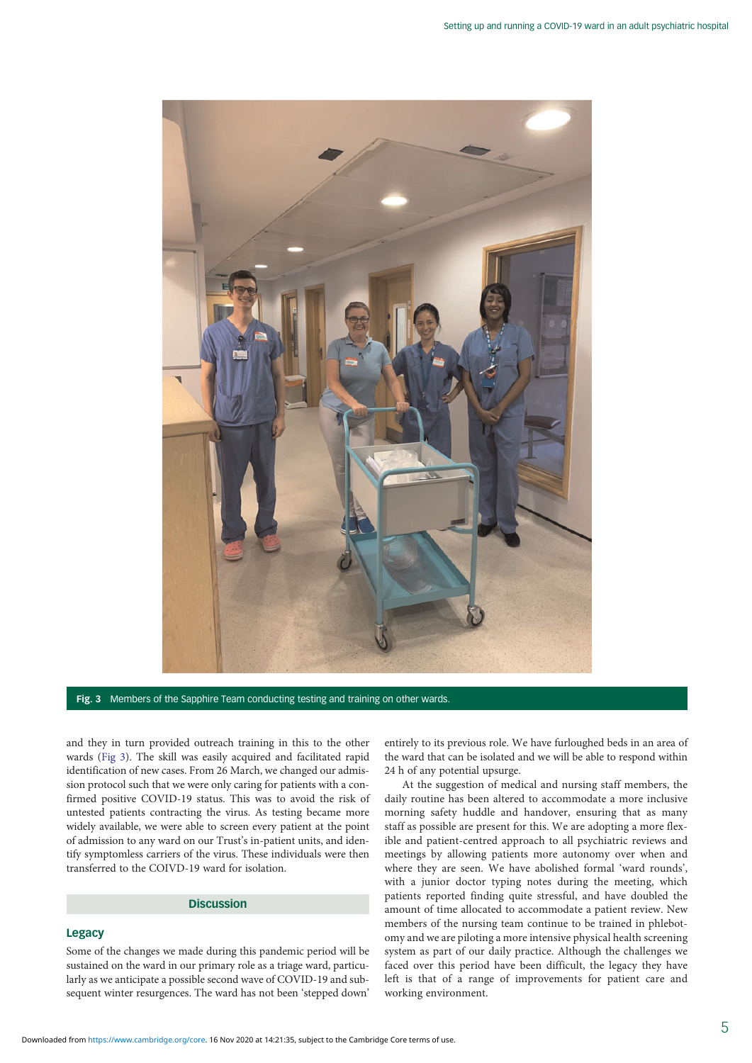Fig. 3 Members of the Sapphire Team conducting testing and training on other wards.

and they in turn provided outreach training in this to the other wards (Fig 3). The skill was easily acquired and facilitated rapid identification of new cases. From 26 March, we changed our admission protocol such that we were only caring for patients with a confirmed positive COVID-19 status. This was to avoid the risk of untested patients contracting the virus. As testing became more widely available, we were able to screen every patient at the point of admission to any ward on our Trust's in-patient units, and identify symptomless carriers of the virus. These individuals were then transferred to the COIVD-19 ward for isolation.

## Discussion

### Legacy

Some of the changes we made during this pandemic period will be sustained on the ward in our primary role as a triage ward, particularly as we anticipate a possible second wave of COVID-19 and subsequent winter resurgences. The ward has not been 'stepped down' entirely to its previous role. We have furloughed beds in an area of the ward that can be isolated and we will be able to respond within 24 h of any potential upsurge.

At the suggestion of medical and nursing staff members, the daily routine has been altered to accommodate a more inclusive morning safety huddle and handover, ensuring that as many staff as possible are present for this. We are adopting a more flexible and patient-centred approach to all psychiatric reviews and meetings by allowing patients more autonomy over when and where they are seen. We have abolished formal 'ward rounds', with a junior doctor typing notes during the meeting, which patients reported finding quite stressful, and have doubled the amount of time allocated to accommodate a patient review. New members of the nursing team continue to be trained in phlebotomy and we are piloting a more intensive physical health screening system as part of our daily practice. Although the challenges we faced over this period have been difficult, the legacy they have left is that of a range of improvements for patient care and working environment.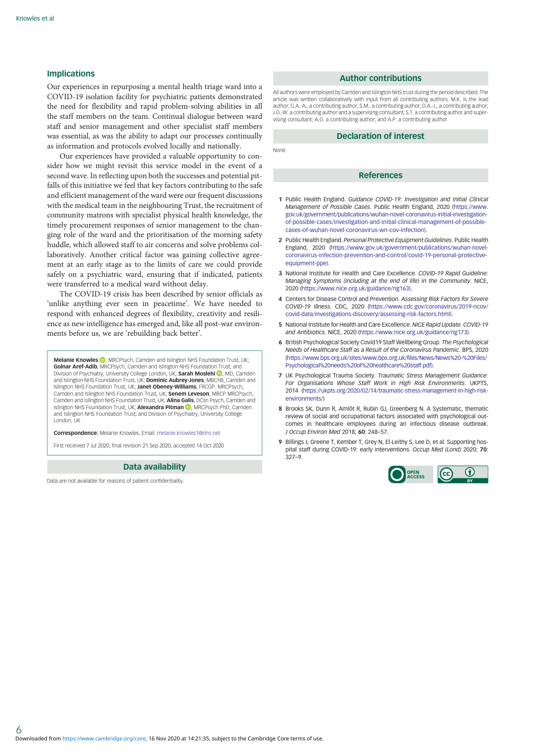## Implications

Our experiences in repurposing a mental health triage ward into a COVID-19 isolation facility for psychiatric patients demonstrated the need for flexibility and rapid problem-solving abilities in all the staff members on the team. Continual dialogue between ward staff and senior management and other specialist staff members was essential, as was the ability to adapt our processes continually as information and protocols evolved locally and nationally.

Our experiences have provided a valuable opportunity to consider how we might revisit this service model in the event of a second wave. In reflecting upon both the successes and potential pitfalls of this initiative we feel that key factors contributing to the safe and efficient management of the ward were our frequent discussions with the medical team in the neighbouring Trust, the recruitment of community matrons with specialist physical health knowledge, the timely procurement responses of senior management to the changing role of the ward and the prioritisation of the morning safety huddle, which allowed staff to air concerns and solve problems collaboratively. Another critical factor was gaining collective agreement at an early stage as to the limits of care we could provide safely on a psychiatric ward, ensuring that if indicated, patients were transferred to a medical ward without delay.

The COVID-19 crisis has been described by senior officials as 'unlike anything ever seen in peacetime'. We have needed to respond with enhanced degrees of flexibility, creativity and resilience as new intelligence has emerged and, like all post-war environments before us, we are 'rebuilding back better'.

**Melanie Knowles**, MRCPsych, Camden and Islington NHS Foundation Trust, UK; **Golnar Aref-Adib**, MRCPsych, Camden and Islington NHS Foundation Trust; and Division of Psychiatry, University College London, UK; **Sarah Moslehi**, MD, Camden and Islington NHS Foundation Trust, UK; **Dominic Aubrey-Jones**, MBChB, Camden and Islington NHS Foundation Trust, UK; **Janet Obeney-Williams**, FRCGP. MRCPsych, Camden and Islington NHS Foundation Trust, UK; **Senem Leveson**, MRCP MRCPsych, Camden and Islington NHS Foundation Trust, UK; **Alina Galis**, DClin Psych, Camden and Islington NHS Foundation Trust, UK; **Alexandra Pitman**, MRCPsych PhD, Camden and Islington NHS Foundation Trust; and Division of Psychiatry, University College London, UK

**Correspondence:** Melanie Knowles. Email: melanie.knowles1@nhs.net

First received 7 Jul 2020, final revision 21 Sep 2020, accepted 14 Oct 2020

## Data availability

Data are not available for reasons of patient confidentiality.

## Author contributions

All authors were employed by Camden and Islington NHS trust during the period described. The article was written collaboratively with input from all contributing authors. M.K. is the lead author; G.A.-A., a contributing author; S.M., a contributing author; D.A.-J., a contributing author; J.O.-W. a contributing author and a supervising consultant; S.T. a contributing author and supervising consultant; A.G. a contributing author; and A.P. a contributing author.

## Declaration of interest

None.

## References

1 Public Health England. *Guidance COVID-19: Investigation and Initial Clinical Management of Possible Cases*. Public Health England, 2020 (https://www.gov.uk/government/publications/wuhan-novel-coronavirus-initial-investigation-of-possible-cases/investigation-and-initial-clinical-management-of-possible-cases-of-wuhan-novel-coronavirus-wn-cov-infection).

2 Public Health England. *Personal Protective Equipment Guidelines*. Public Health England, 2020 (https://www.gov.uk/government/publications/wuhan-novel-coronavirus-infection-prevention-and-control/covid-19-personal-protective-equipment-ppe).

3 National Institute for Health and Care Excellence. *COVID-19 Rapid Guideline: Managing Symptoms (including at the end of life) in the Community*. NICE, 2020 (https://www.nice.org.uk/guidance/ng163).

4 Centers for Disease Control and Prevention. *Assessing Risk Factors for Severe COVID-19 Illness*. CDC, 2020 (https://www.cdc.gov/coronavirus/2019-ncov/covid-data/investigations-discovery/assessing-risk-factors.html).

5 National Institute for Health and Care Excellence. *NICE Rapid Update. COVID-19 and Antibiotics*. NICE, 2020 (https://www.nice.org.uk/guidance/ng173).

6 British Psychological Society Covid19 Staff Wellbeing Group. *The Psychological Needs of Healthcare Staff as a Result of the Coronavirus Pandemic*. BPS, 2020 (https://www.bps.org.uk/sites/www.bps.org.uk/files/News/News%20-%20Files/Psychological%20needs%20of%20healthcare%20staff.pdf).

7 UK Psychological Trauma Society. *Traumatic Stress Management Guidance: For Organisations Whose Staff Work in High Risk Environments*. UKPTS, 2014 (https://ukpts.org/2020/02/14/traumatic-stress-management-in-high-risk-environments/)

8 Brooks SK, Dunn R, Amlôt R, Rubin GJ, Greenberg N. A Systematic, thematic review of social and occupational factors associated with psychological outcomes in healthcare employees during an infectious disease outbreak. *J Occup Environ Med* 2018; **60**: 248–57.

9 Billings J, Greene T, Kember T, Grey N, El-Leithy S, Lee D, et al. Supporting hospital staff during COVID-19: early interventions. *Occup Med (Lond)* 2020; **70**: 327–9.